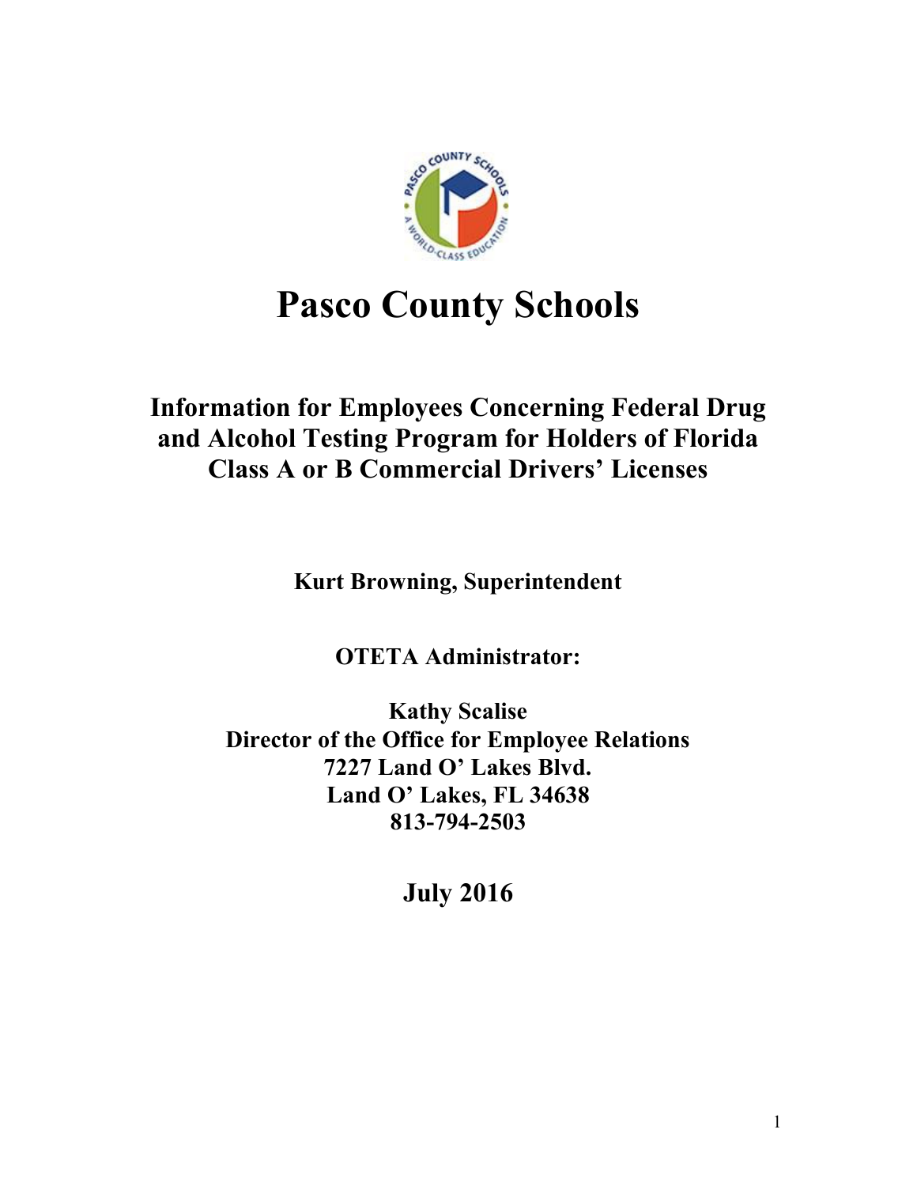# Pasco County Schools

## Information for Employees Concerning Federal Drug and Alcohol Testing Program for Holders of Florida Class A or B Commercial Drivers' Licenses

**Kurt Browning, Superintendent**

**OTETA Administrator:**

**Kathy Scalise**
**Director of the Office for Employee Relations**
**7227 Land O' Lakes Blvd.**
**Land O' Lakes, FL 34638**
**813-794-2503**

**July 2016**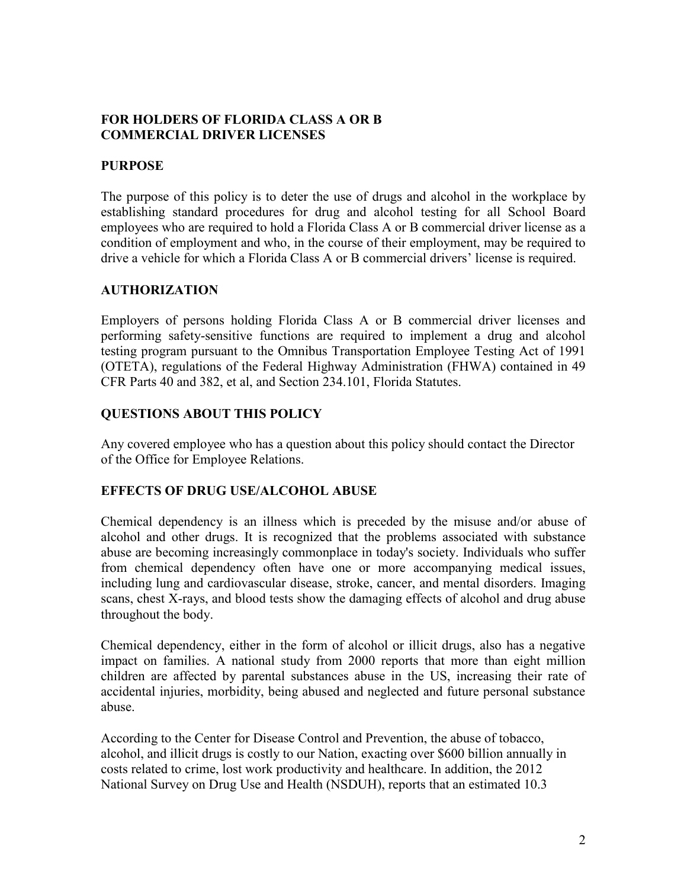## FOR HOLDERS OF FLORIDA CLASS A OR B COMMERCIAL DRIVER LICENSES

### PURPOSE

The purpose of this policy is to deter the use of drugs and alcohol in the workplace by establishing standard procedures for drug and alcohol testing for all School Board employees who are required to hold a Florida Class A or B commercial driver license as a condition of employment and who, in the course of their employment, may be required to drive a vehicle for which a Florida Class A or B commercial drivers' license is required.

### AUTHORIZATION

Employers of persons holding Florida Class A or B commercial driver licenses and performing safety-sensitive functions are required to implement a drug and alcohol testing program pursuant to the Omnibus Transportation Employee Testing Act of 1991 (OTETA), regulations of the Federal Highway Administration (FHWA) contained in 49 CFR Parts 40 and 382, et al, and Section 234.101, Florida Statutes.

### QUESTIONS ABOUT THIS POLICY

Any covered employee who has a question about this policy should contact the Director of the Office for Employee Relations.

### EFFECTS OF DRUG USE/ALCOHOL ABUSE

Chemical dependency is an illness which is preceded by the misuse and/or abuse of alcohol and other drugs. It is recognized that the problems associated with substance abuse are becoming increasingly commonplace in today's society. Individuals who suffer from chemical dependency often have one or more accompanying medical issues, including lung and cardiovascular disease, stroke, cancer, and mental disorders. Imaging scans, chest X-rays, and blood tests show the damaging effects of alcohol and drug abuse throughout the body.

Chemical dependency, either in the form of alcohol or illicit drugs, also has a negative impact on families. A national study from 2000 reports that more than eight million children are affected by parental substances abuse in the US, increasing their rate of accidental injuries, morbidity, being abused and neglected and future personal substance abuse.

According to the Center for Disease Control and Prevention, the abuse of tobacco, alcohol, and illicit drugs is costly to our Nation, exacting over $600 billion annually in costs related to crime, lost work productivity and healthcare. In addition, the 2012 National Survey on Drug Use and Health (NSDUH), reports that an estimated 10.3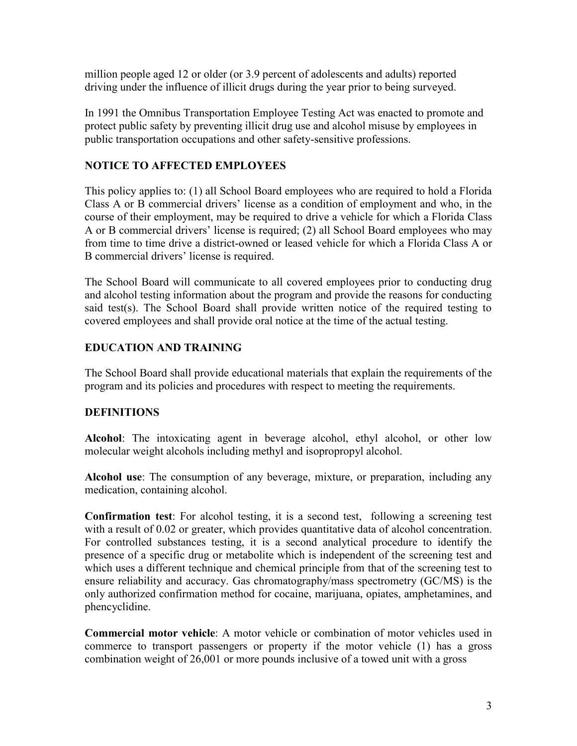million people aged 12 or older (or 3.9 percent of adolescents and adults) reported driving under the influence of illicit drugs during the year prior to being surveyed.

In 1991 the Omnibus Transportation Employee Testing Act was enacted to promote and protect public safety by preventing illicit drug use and alcohol misuse by employees in public transportation occupations and other safety-sensitive professions.

## NOTICE TO AFFECTED EMPLOYEES

This policy applies to: (1) all School Board employees who are required to hold a Florida Class A or B commercial drivers' license as a condition of employment and who, in the course of their employment, may be required to drive a vehicle for which a Florida Class A or B commercial drivers' license is required; (2) all School Board employees who may from time to time drive a district-owned or leased vehicle for which a Florida Class A or B commercial drivers' license is required.

The School Board will communicate to all covered employees prior to conducting drug and alcohol testing information about the program and provide the reasons for conducting said test(s). The School Board shall provide written notice of the required testing to covered employees and shall provide oral notice at the time of the actual testing.

## EDUCATION AND TRAINING

The School Board shall provide educational materials that explain the requirements of the program and its policies and procedures with respect to meeting the requirements.

## DEFINITIONS

**Alcohol**: The intoxicating agent in beverage alcohol, ethyl alcohol, or other low molecular weight alcohols including methyl and isopropropyl alcohol.

**Alcohol use**: The consumption of any beverage, mixture, or preparation, including any medication, containing alcohol.

**Confirmation test**: For alcohol testing, it is a second test, following a screening test with a result of 0.02 or greater, which provides quantitative data of alcohol concentration. For controlled substances testing, it is a second analytical procedure to identify the presence of a specific drug or metabolite which is independent of the screening test and which uses a different technique and chemical principle from that of the screening test to ensure reliability and accuracy. Gas chromatography/mass spectrometry (GC/MS) is the only authorized confirmation method for cocaine, marijuana, opiates, amphetamines, and phencyclidine.

**Commercial motor vehicle**: A motor vehicle or combination of motor vehicles used in commerce to transport passengers or property if the motor vehicle (1) has a gross combination weight of 26,001 or more pounds inclusive of a towed unit with a gross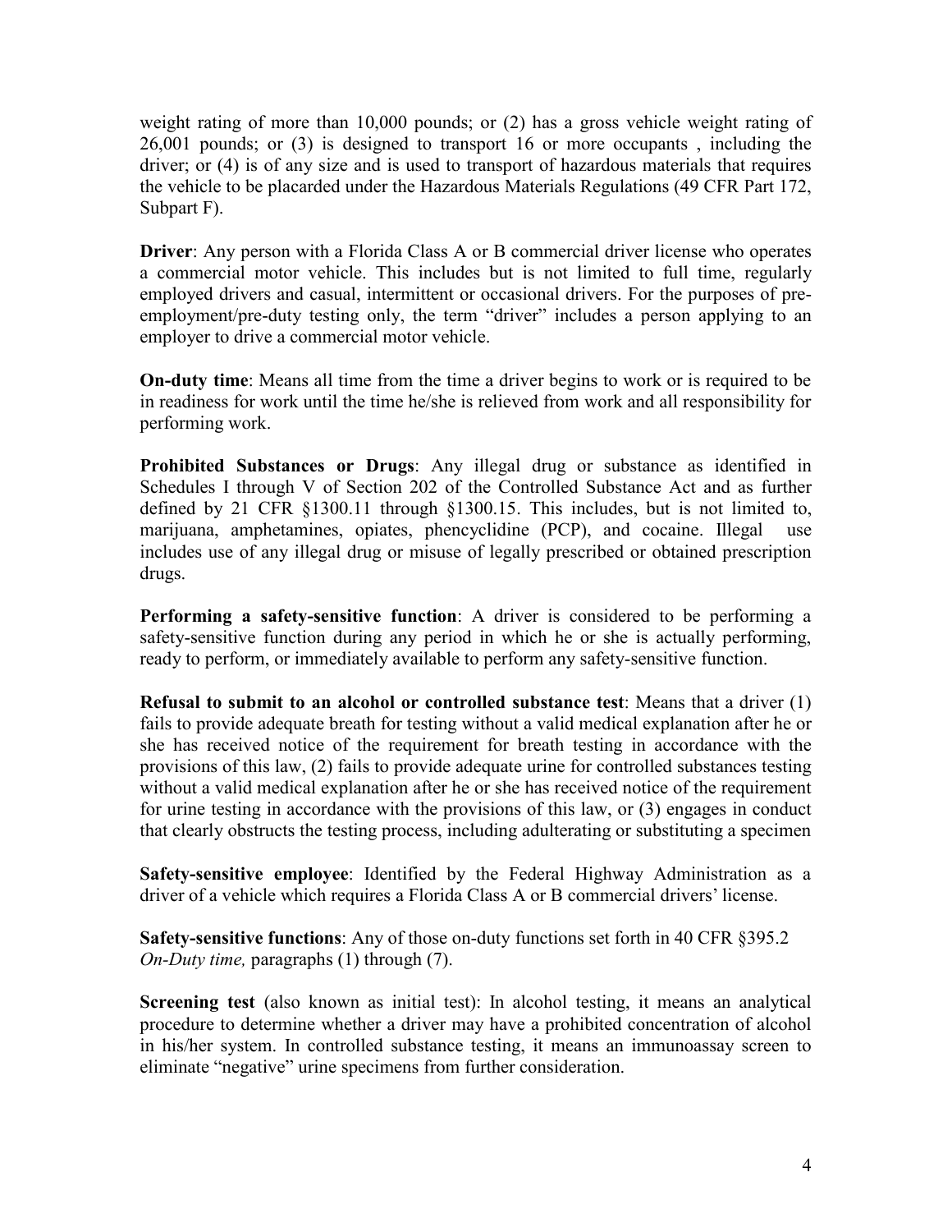weight rating of more than 10,000 pounds; or (2) has a gross vehicle weight rating of 26,001 pounds; or (3) is designed to transport 16 or more occupants , including the driver; or (4) is of any size and is used to transport of hazardous materials that requires the vehicle to be placarded under the Hazardous Materials Regulations (49 CFR Part 172, Subpart F).

**Driver**: Any person with a Florida Class A or B commercial driver license who operates a commercial motor vehicle. This includes but is not limited to full time, regularly employed drivers and casual, intermittent or occasional drivers. For the purposes of pre-employment/pre-duty testing only, the term "driver" includes a person applying to an employer to drive a commercial motor vehicle.

**On-duty time**: Means all time from the time a driver begins to work or is required to be in readiness for work until the time he/she is relieved from work and all responsibility for performing work.

**Prohibited Substances or Drugs**: Any illegal drug or substance as identified in Schedules I through V of Section 202 of the Controlled Substance Act and as further defined by 21 CFR §1300.11 through §1300.15. This includes, but is not limited to, marijuana, amphetamines, opiates, phencyclidine (PCP), and cocaine. Illegal use includes use of any illegal drug or misuse of legally prescribed or obtained prescription drugs.

**Performing a safety-sensitive function**: A driver is considered to be performing a safety-sensitive function during any period in which he or she is actually performing, ready to perform, or immediately available to perform any safety-sensitive function.

**Refusal to submit to an alcohol or controlled substance test**: Means that a driver (1) fails to provide adequate breath for testing without a valid medical explanation after he or she has received notice of the requirement for breath testing in accordance with the provisions of this law, (2) fails to provide adequate urine for controlled substances testing without a valid medical explanation after he or she has received notice of the requirement for urine testing in accordance with the provisions of this law, or (3) engages in conduct that clearly obstructs the testing process, including adulterating or substituting a specimen

**Safety-sensitive employee**: Identified by the Federal Highway Administration as a driver of a vehicle which requires a Florida Class A or B commercial drivers' license.

**Safety-sensitive functions**: Any of those on-duty functions set forth in 40 CFR §395.2 *On-Duty time,* paragraphs (1) through (7).

**Screening test** (also known as initial test): In alcohol testing, it means an analytical procedure to determine whether a driver may have a prohibited concentration of alcohol in his/her system. In controlled substance testing, it means an immunoassay screen to eliminate "negative" urine specimens from further consideration.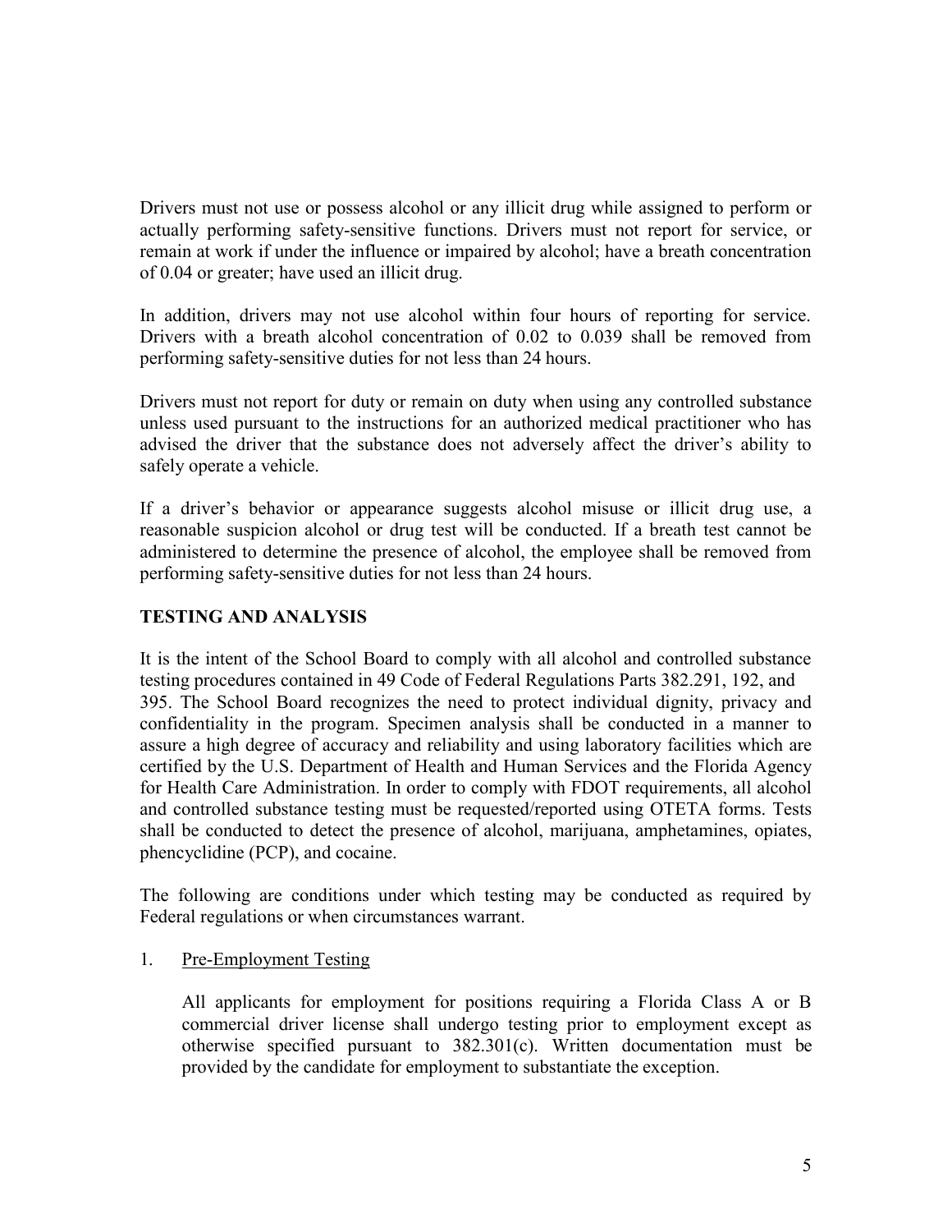Drivers must not use or possess alcohol or any illicit drug while assigned to perform or actually performing safety-sensitive functions. Drivers must not report for service, or remain at work if under the influence or impaired by alcohol; have a breath concentration of 0.04 or greater; have used an illicit drug.

In addition, drivers may not use alcohol within four hours of reporting for service. Drivers with a breath alcohol concentration of 0.02 to 0.039 shall be removed from performing safety-sensitive duties for not less than 24 hours.

Drivers must not report for duty or remain on duty when using any controlled substance unless used pursuant to the instructions for an authorized medical practitioner who has advised the driver that the substance does not adversely affect the driver's ability to safely operate a vehicle.

If a driver's behavior or appearance suggests alcohol misuse or illicit drug use, a reasonable suspicion alcohol or drug test will be conducted. If a breath test cannot be administered to determine the presence of alcohol, the employee shall be removed from performing safety-sensitive duties for not less than 24 hours.

## TESTING AND ANALYSIS

It is the intent of the School Board to comply with all alcohol and controlled substance testing procedures contained in 49 Code of Federal Regulations Parts 382.291, 192, and 395. The School Board recognizes the need to protect individual dignity, privacy and confidentiality in the program. Specimen analysis shall be conducted in a manner to assure a high degree of accuracy and reliability and using laboratory facilities which are certified by the U.S. Department of Health and Human Services and the Florida Agency for Health Care Administration. In order to comply with FDOT requirements, all alcohol and controlled substance testing must be requested/reported using OTETA forms. Tests shall be conducted to detect the presence of alcohol, marijuana, amphetamines, opiates, phencyclidine (PCP), and cocaine.

The following are conditions under which testing may be conducted as required by Federal regulations or when circumstances warrant.

1. <u>Pre-Employment Testing</u>

   All applicants for employment for positions requiring a Florida Class A or B commercial driver license shall undergo testing prior to employment except as otherwise specified pursuant to 382.301(c). Written documentation must be provided by the candidate for employment to substantiate the exception.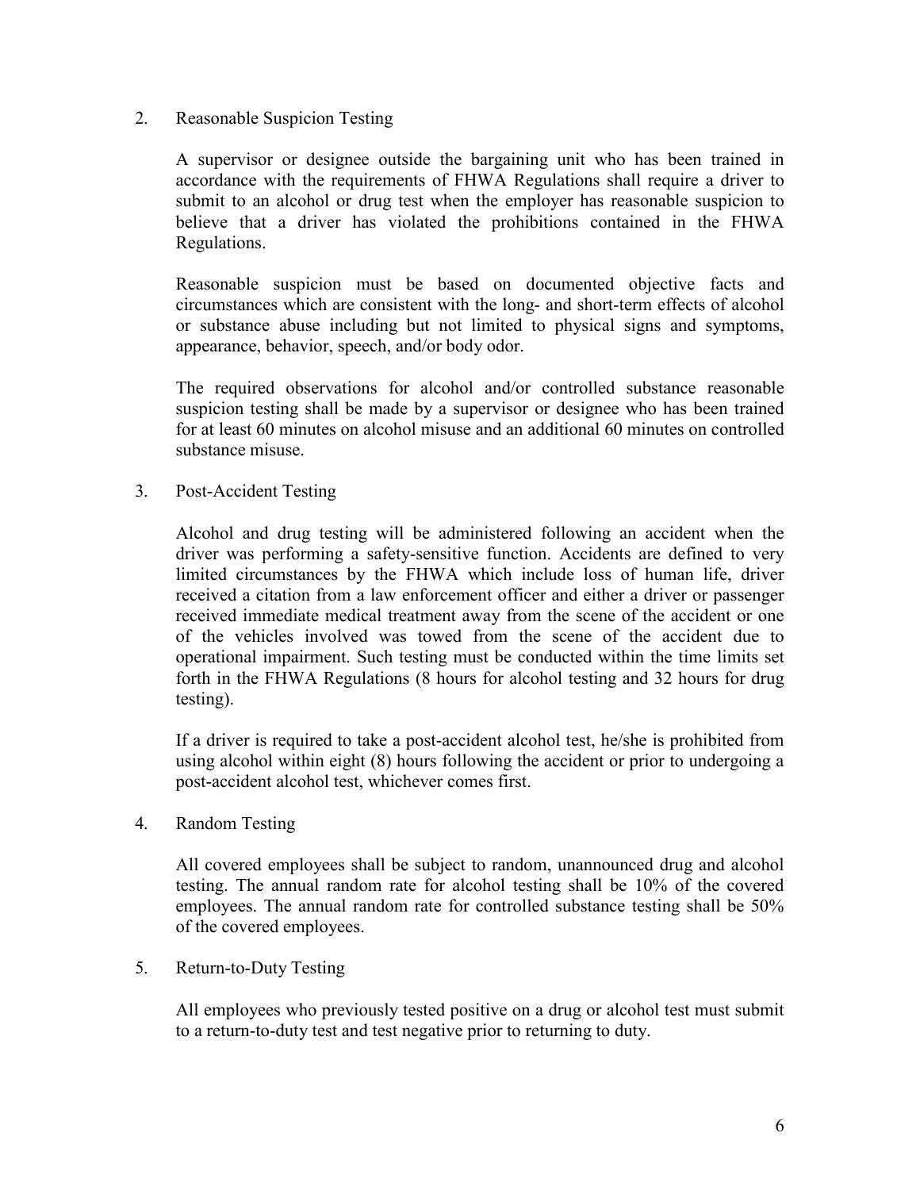2. Reasonable Suspicion Testing

   A supervisor or designee outside the bargaining unit who has been trained in accordance with the requirements of FHWA Regulations shall require a driver to submit to an alcohol or drug test when the employer has reasonable suspicion to believe that a driver has violated the prohibitions contained in the FHWA Regulations.

   Reasonable suspicion must be based on documented objective facts and circumstances which are consistent with the long- and short-term effects of alcohol or substance abuse including but not limited to physical signs and symptoms, appearance, behavior, speech, and/or body odor.

   The required observations for alcohol and/or controlled substance reasonable suspicion testing shall be made by a supervisor or designee who has been trained for at least 60 minutes on alcohol misuse and an additional 60 minutes on controlled substance misuse.

3. Post-Accident Testing

   Alcohol and drug testing will be administered following an accident when the driver was performing a safety-sensitive function. Accidents are defined to very limited circumstances by the FHWA which include loss of human life, driver received a citation from a law enforcement officer and either a driver or passenger received immediate medical treatment away from the scene of the accident or one of the vehicles involved was towed from the scene of the accident due to operational impairment. Such testing must be conducted within the time limits set forth in the FHWA Regulations (8 hours for alcohol testing and 32 hours for drug testing).

   If a driver is required to take a post-accident alcohol test, he/she is prohibited from using alcohol within eight (8) hours following the accident or prior to undergoing a post-accident alcohol test, whichever comes first.

4. Random Testing

   All covered employees shall be subject to random, unannounced drug and alcohol testing. The annual random rate for alcohol testing shall be 10% of the covered employees. The annual random rate for controlled substance testing shall be 50% of the covered employees.

5. Return-to-Duty Testing

   All employees who previously tested positive on a drug or alcohol test must submit to a return-to-duty test and test negative prior to returning to duty.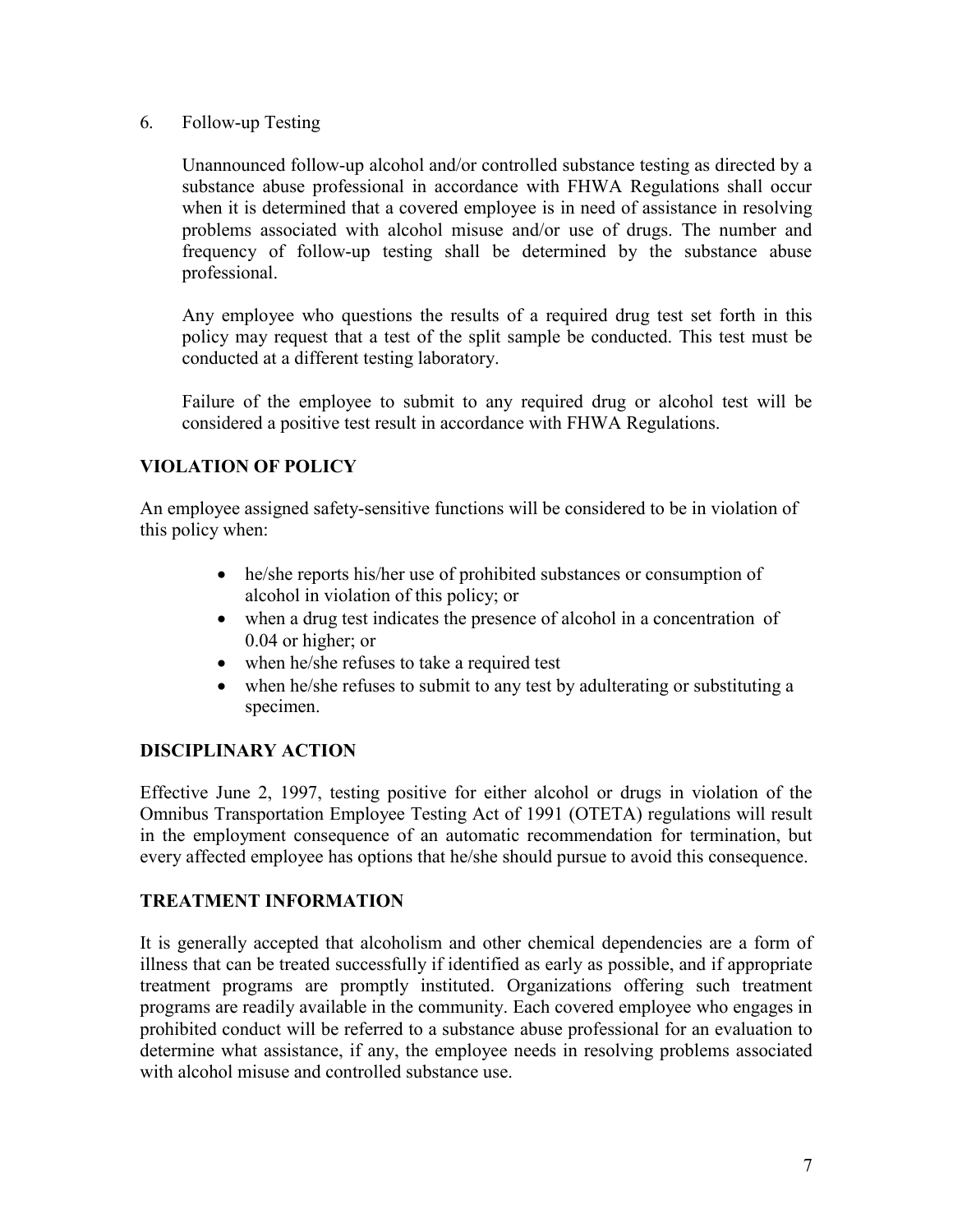6. Follow-up Testing

   Unannounced follow-up alcohol and/or controlled substance testing as directed by a substance abuse professional in accordance with FHWA Regulations shall occur when it is determined that a covered employee is in need of assistance in resolving problems associated with alcohol misuse and/or use of drugs. The number and frequency of follow-up testing shall be determined by the substance abuse professional.

   Any employee who questions the results of a required drug test set forth in this policy may request that a test of the split sample be conducted. This test must be conducted at a different testing laboratory.

   Failure of the employee to submit to any required drug or alcohol test will be considered a positive test result in accordance with FHWA Regulations.

## VIOLATION OF POLICY

An employee assigned safety-sensitive functions will be considered to be in violation of this policy when:

- he/she reports his/her use of prohibited substances or consumption of alcohol in violation of this policy; or
- when a drug test indicates the presence of alcohol in a concentration of 0.04 or higher; or
- when he/she refuses to take a required test
- when he/she refuses to submit to any test by adulterating or substituting a specimen.

## DISCIPLINARY ACTION

Effective June 2, 1997, testing positive for either alcohol or drugs in violation of the Omnibus Transportation Employee Testing Act of 1991 (OTETA) regulations will result in the employment consequence of an automatic recommendation for termination, but every affected employee has options that he/she should pursue to avoid this consequence.

## TREATMENT INFORMATION

It is generally accepted that alcoholism and other chemical dependencies are a form of illness that can be treated successfully if identified as early as possible, and if appropriate treatment programs are promptly instituted. Organizations offering such treatment programs are readily available in the community. Each covered employee who engages in prohibited conduct will be referred to a substance abuse professional for an evaluation to determine what assistance, if any, the employee needs in resolving problems associated with alcohol misuse and controlled substance use.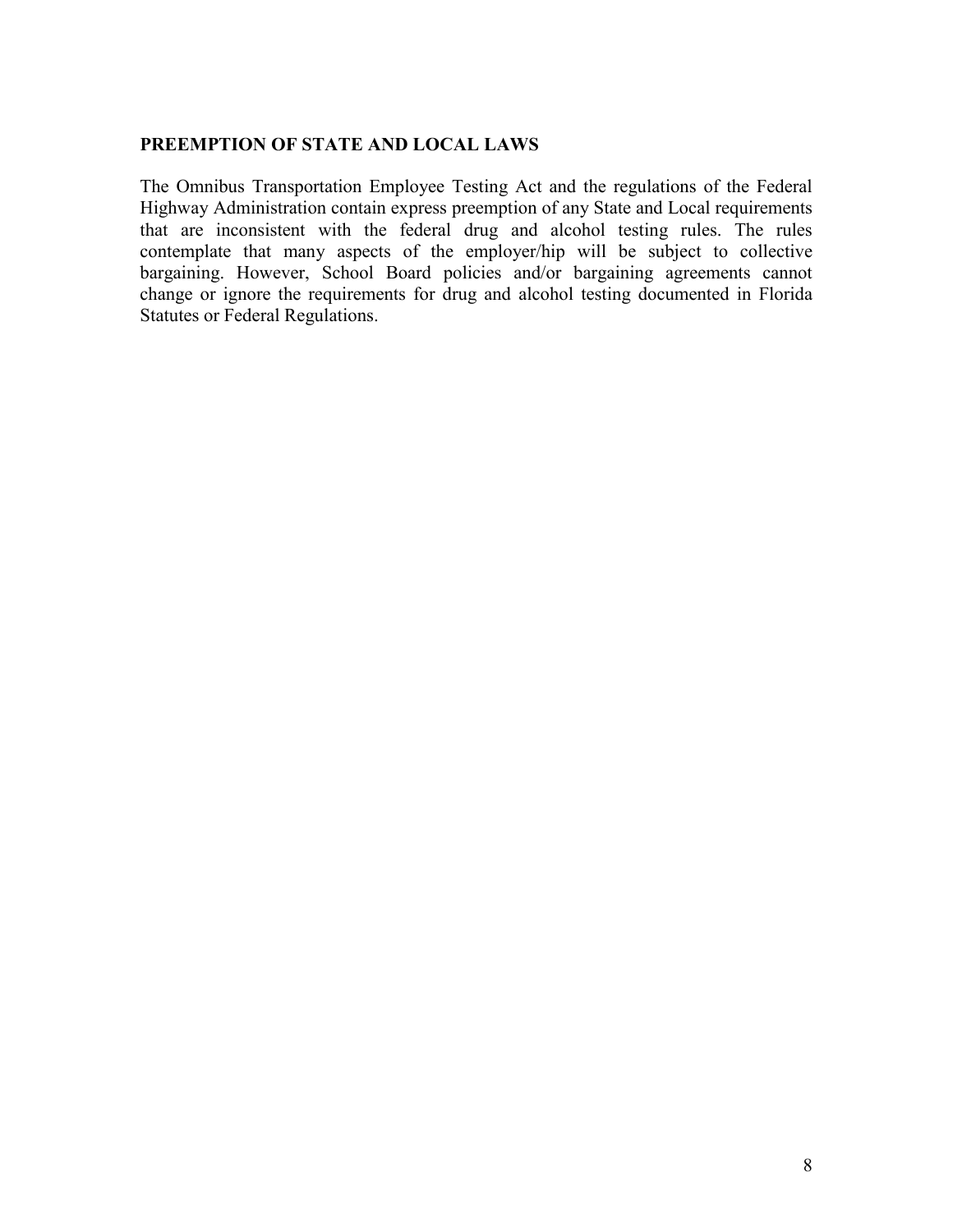## PREEMPTION OF STATE AND LOCAL LAWS

The Omnibus Transportation Employee Testing Act and the regulations of the Federal Highway Administration contain express preemption of any State and Local requirements that are inconsistent with the federal drug and alcohol testing rules. The rules contemplate that many aspects of the employer/hip will be subject to collective bargaining. However, School Board policies and/or bargaining agreements cannot change or ignore the requirements for drug and alcohol testing documented in Florida Statutes or Federal Regulations.